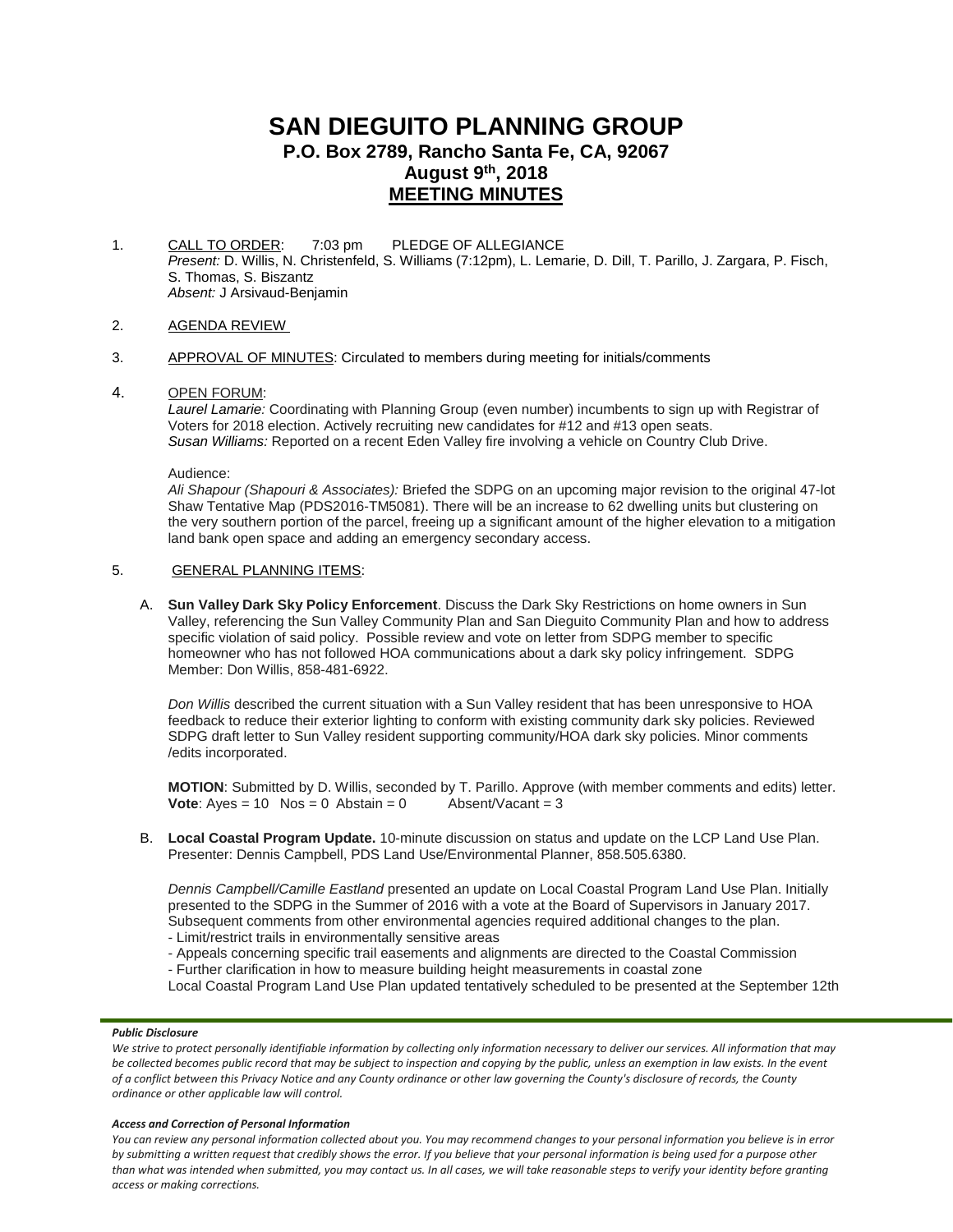# SAN DIEGUITO PLANNING GROUP

## P.O. Box 2789, Rancho Santa Fe, CA, 92067

## August 9th, 2018

## MEETING MINUTES

1. CALL TO ORDER: 7:03 pm PLEDGE OF ALLEGIANCE
   *Present:* D. Willis, N. Christenfeld, S. Williams (7:12pm), L. Lemarie, D. Dill, T. Parillo, J. Zargara, P. Fisch, S. Thomas, S. Biszantz
   *Absent:* J Arsivaud-Benjamin

2. AGENDA REVIEW

3. APPROVAL OF MINUTES: Circulated to members during meeting for initials/comments

4. OPEN FORUM:
   *Laurel Lamarie:* Coordinating with Planning Group (even number) incumbents to sign up with Registrar of Voters for 2018 election. Actively recruiting new candidates for #12 and #13 open seats.
   *Susan Williams:* Reported on a recent Eden Valley fire involving a vehicle on Country Club Drive.

   Audience:
   *Ali Shapour (Shapouri & Associates):* Briefed the SDPG on an upcoming major revision to the original 47-lot Shaw Tentative Map (PDS2016-TM5081). There will be an increase to 62 dwelling units but clustering on the very southern portion of the parcel, freeing up a significant amount of the higher elevation to a mitigation land bank open space and adding an emergency secondary access.

5. GENERAL PLANNING ITEMS:

   A. **Sun Valley Dark Sky Policy Enforcement**. Discuss the Dark Sky Restrictions on home owners in Sun Valley, referencing the Sun Valley Community Plan and San Dieguito Community Plan and how to address specific violation of said policy. Possible review and vote on letter from SDPG member to specific homeowner who has not followed HOA communications about a dark sky policy infringement. SDPG Member: Don Willis, 858-481-6922.

   *Don Willis* described the current situation with a Sun Valley resident that has been unresponsive to HOA feedback to reduce their exterior lighting to conform with existing community dark sky policies. Reviewed SDPG draft letter to Sun Valley resident supporting community/HOA dark sky policies. Minor comments /edits incorporated.

   **MOTION**: Submitted by D. Willis, seconded by T. Parillo. Approve (with member comments and edits) letter.
   **Vote**: Ayes = 10 Nos = 0 Abstain = 0 Absent/Vacant = 3

   B. **Local Coastal Program Update.** 10-minute discussion on status and update on the LCP Land Use Plan. Presenter: Dennis Campbell, PDS Land Use/Environmental Planner, 858.505.6380.

   *Dennis Campbell/Camille Eastland* presented an update on Local Coastal Program Land Use Plan. Initially presented to the SDPG in the Summer of 2016 with a vote at the Board of Supervisors in January 2017. Subsequent comments from other environmental agencies required additional changes to the plan.
   - Limit/restrict trails in environmentally sensitive areas
   - Appeals concerning specific trail easements and alignments are directed to the Coastal Commission
   - Further clarification in how to measure building height measurements in coastal zone

   Local Coastal Program Land Use Plan updated tentatively scheduled to be presented at the September 12th

***Public Disclosure***

*We strive to protect personally identifiable information by collecting only information necessary to deliver our services. All information that may be collected becomes public record that may be subject to inspection and copying by the public, unless an exemption in law exists. In the event of a conflict between this Privacy Notice and any County ordinance or other law governing the County's disclosure of records, the County ordinance or other applicable law will control.*

***Access and Correction of Personal Information***

*You can review any personal information collected about you. You may recommend changes to your personal information you believe is in error by submitting a written request that credibly shows the error. If you believe that your personal information is being used for a purpose other than what was intended when submitted, you may contact us. In all cases, we will take reasonable steps to verify your identity before granting access or making corrections.*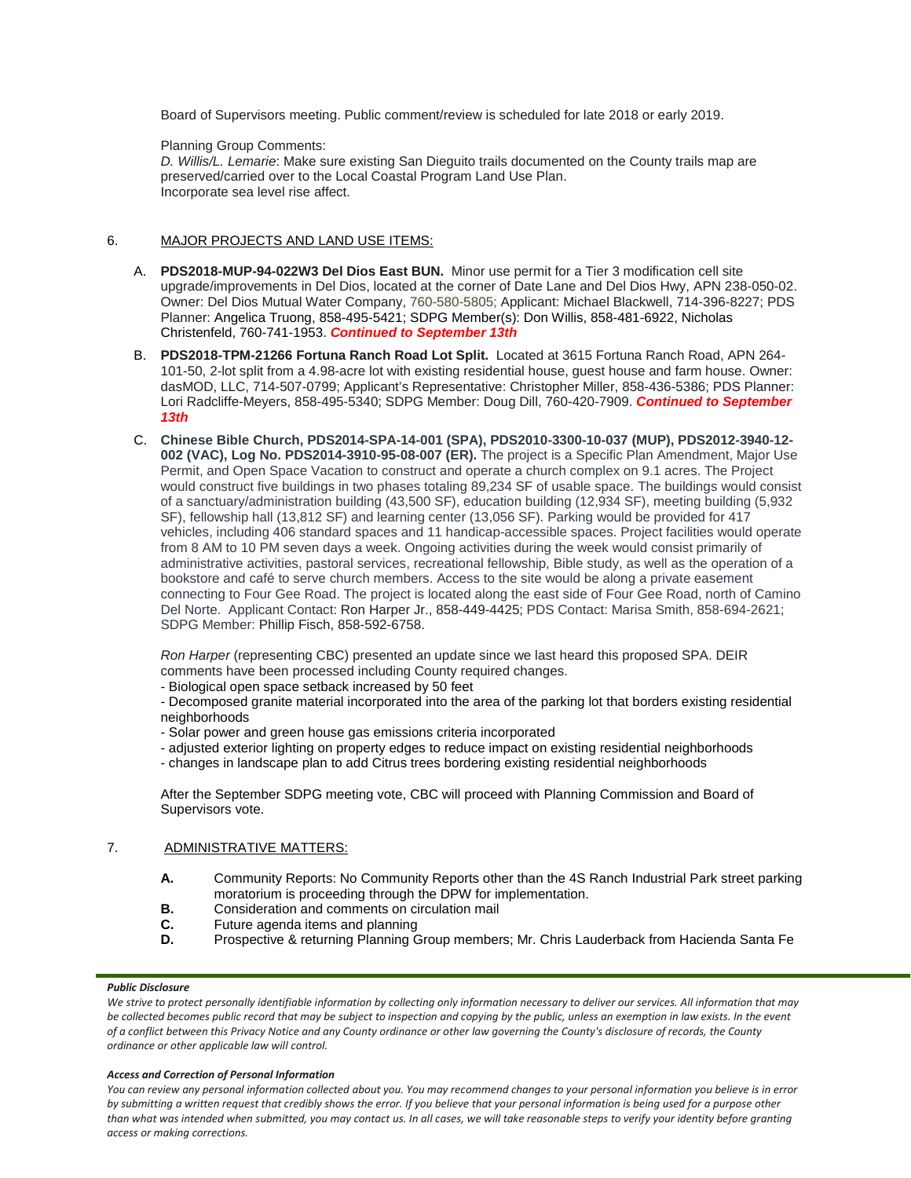Board of Supervisors meeting. Public comment/review is scheduled for late 2018 or early 2019.

Planning Group Comments:
*D. Willis/L. Lemarie*: Make sure existing San Dieguito trails documented on the County trails map are preserved/carried over to the Local Coastal Program Land Use Plan.
Incorporate sea level rise affect.

6. MAJOR PROJECTS AND LAND USE ITEMS:

A. **PDS2018-MUP-94-022W3 Del Dios East BUN.** Minor use permit for a Tier 3 modification cell site upgrade/improvements in Del Dios, located at the corner of Date Lane and Del Dios Hwy, APN 238-050-02. Owner: Del Dios Mutual Water Company, 760-580-5805; Applicant: Michael Blackwell, 714-396-8227; PDS Planner: Angelica Truong, 858-495-5421; SDPG Member(s): Don Willis, 858-481-6922, Nicholas Christenfeld, 760-741-1953. ***Continued to September 13th***

B. **PDS2018-TPM-21266 Fortuna Ranch Road Lot Split.** Located at 3615 Fortuna Ranch Road, APN 264-101-50, 2-lot split from a 4.98-acre lot with existing residential house, guest house and farm house. Owner: dasMOD, LLC, 714-507-0799; Applicant's Representative: Christopher Miller, 858-436-5386; PDS Planner: Lori Radcliffe-Meyers, 858-495-5340; SDPG Member: Doug Dill, 760-420-7909. ***Continued to September 13th***

C. **Chinese Bible Church, PDS2014-SPA-14-001 (SPA), PDS2010-3300-10-037 (MUP), PDS2012-3940-12-002 (VAC), Log No. PDS2014-3910-95-08-007 (ER).** The project is a Specific Plan Amendment, Major Use Permit, and Open Space Vacation to construct and operate a church complex on 9.1 acres. The Project would construct five buildings in two phases totaling 89,234 SF of usable space. The buildings would consist of a sanctuary/administration building (43,500 SF), education building (12,934 SF), meeting building (5,932 SF), fellowship hall (13,812 SF) and learning center (13,056 SF). Parking would be provided for 417 vehicles, including 406 standard spaces and 11 handicap-accessible spaces. Project facilities would operate from 8 AM to 10 PM seven days a week. Ongoing activities during the week would consist primarily of administrative activities, pastoral services, recreational fellowship, Bible study, as well as the operation of a bookstore and café to serve church members. Access to the site would be along a private easement connecting to Four Gee Road. The project is located along the east side of Four Gee Road, north of Camino Del Norte. Applicant Contact: Ron Harper Jr., 858-449-4425; PDS Contact: Marisa Smith, 858-694-2621; SDPG Member: Phillip Fisch, 858-592-6758.

*Ron Harper* (representing CBC) presented an update since we last heard this proposed SPA. DEIR comments have been processed including County required changes.
- Biological open space setback increased by 50 feet
- Decomposed granite material incorporated into the area of the parking lot that borders existing residential neighborhoods
- Solar power and green house gas emissions criteria incorporated
- adjusted exterior lighting on property edges to reduce impact on existing residential neighborhoods
- changes in landscape plan to add Citrus trees bordering existing residential neighborhoods

After the September SDPG meeting vote, CBC will proceed with Planning Commission and Board of Supervisors vote.

7. ADMINISTRATIVE MATTERS:

**A.** Community Reports: No Community Reports other than the 4S Ranch Industrial Park street parking moratorium is proceeding through the DPW for implementation.
**B.** Consideration and comments on circulation mail
**C.** Future agenda items and planning
**D.** Prospective & returning Planning Group members; Mr. Chris Lauderback from Hacienda Santa Fe

***Public Disclosure***

*We strive to protect personally identifiable information by collecting only information necessary to deliver our services. All information that may be collected becomes public record that may be subject to inspection and copying by the public, unless an exemption in law exists. In the event of a conflict between this Privacy Notice and any County ordinance or other law governing the County's disclosure of records, the County ordinance or other applicable law will control.*

***Access and Correction of Personal Information***

*You can review any personal information collected about you. You may recommend changes to your personal information you believe is in error by submitting a written request that credibly shows the error. If you believe that your personal information is being used for a purpose other than what was intended when submitted, you may contact us. In all cases, we will take reasonable steps to verify your identity before granting access or making corrections.*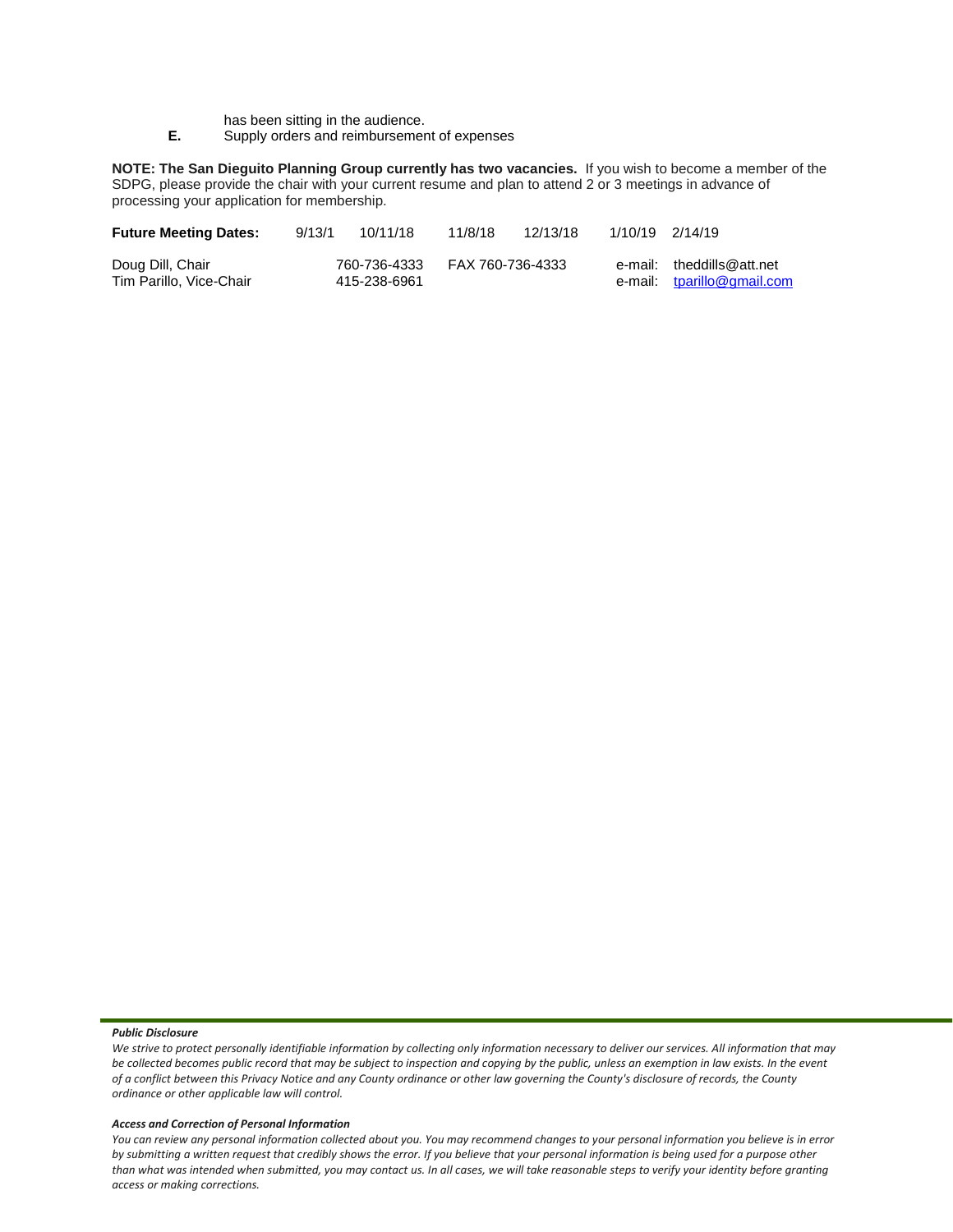has been sitting in the audience.

**E.** Supply orders and reimbursement of expenses

**NOTE: The San Dieguito Planning Group currently has two vacancies.** If you wish to become a member of the SDPG, please provide the chair with your current resume and plan to attend 2 or 3 meetings in advance of processing your application for membership.

**Future Meeting Dates:** 9/13/1 10/11/18 11/8/18 12/13/18 1/10/19 2/14/19

| | | | |
|---|---|---|---|
| Doug Dill, Chair | 760-736-4333 | FAX 760-736-4333 | e-mail: theddills@att.net |
| Tim Parillo, Vice-Chair | 415-238-6961 | | e-mail: tparillo@gmail.com |

***Public Disclosure***

*We strive to protect personally identifiable information by collecting only information necessary to deliver our services. All information that may be collected becomes public record that may be subject to inspection and copying by the public, unless an exemption in law exists. In the event of a conflict between this Privacy Notice and any County ordinance or other law governing the County's disclosure of records, the County ordinance or other applicable law will control.*

***Access and Correction of Personal Information***

*You can review any personal information collected about you. You may recommend changes to your personal information you believe is in error by submitting a written request that credibly shows the error. If you believe that your personal information is being used for a purpose other than what was intended when submitted, you may contact us. In all cases, we will take reasonable steps to verify your identity before granting access or making corrections.*